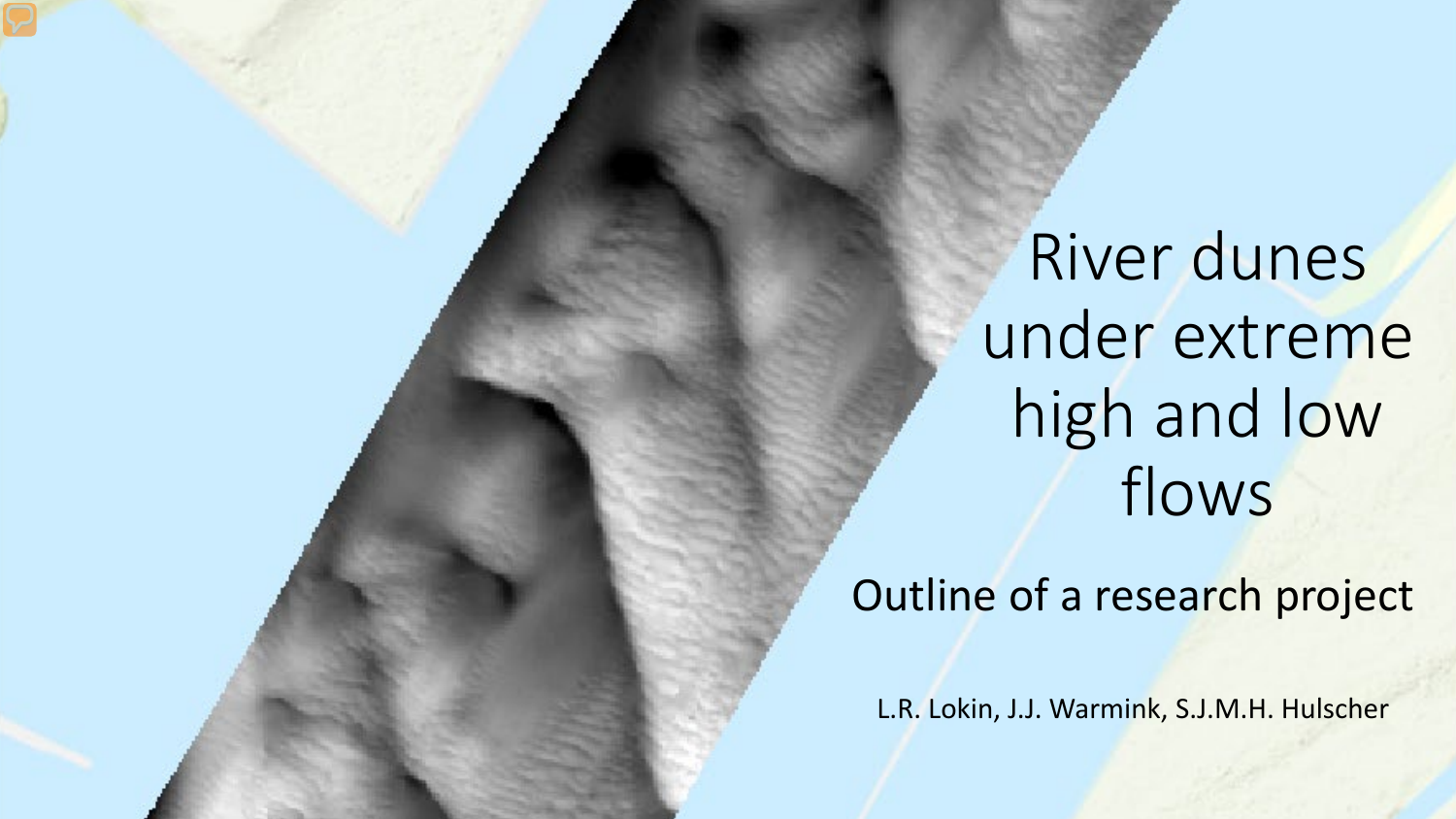# River dunes under extreme high and low flows

## Outline of a research project

L.R. Lokin, J.J. Warmink, S.J.M.H. Hulscher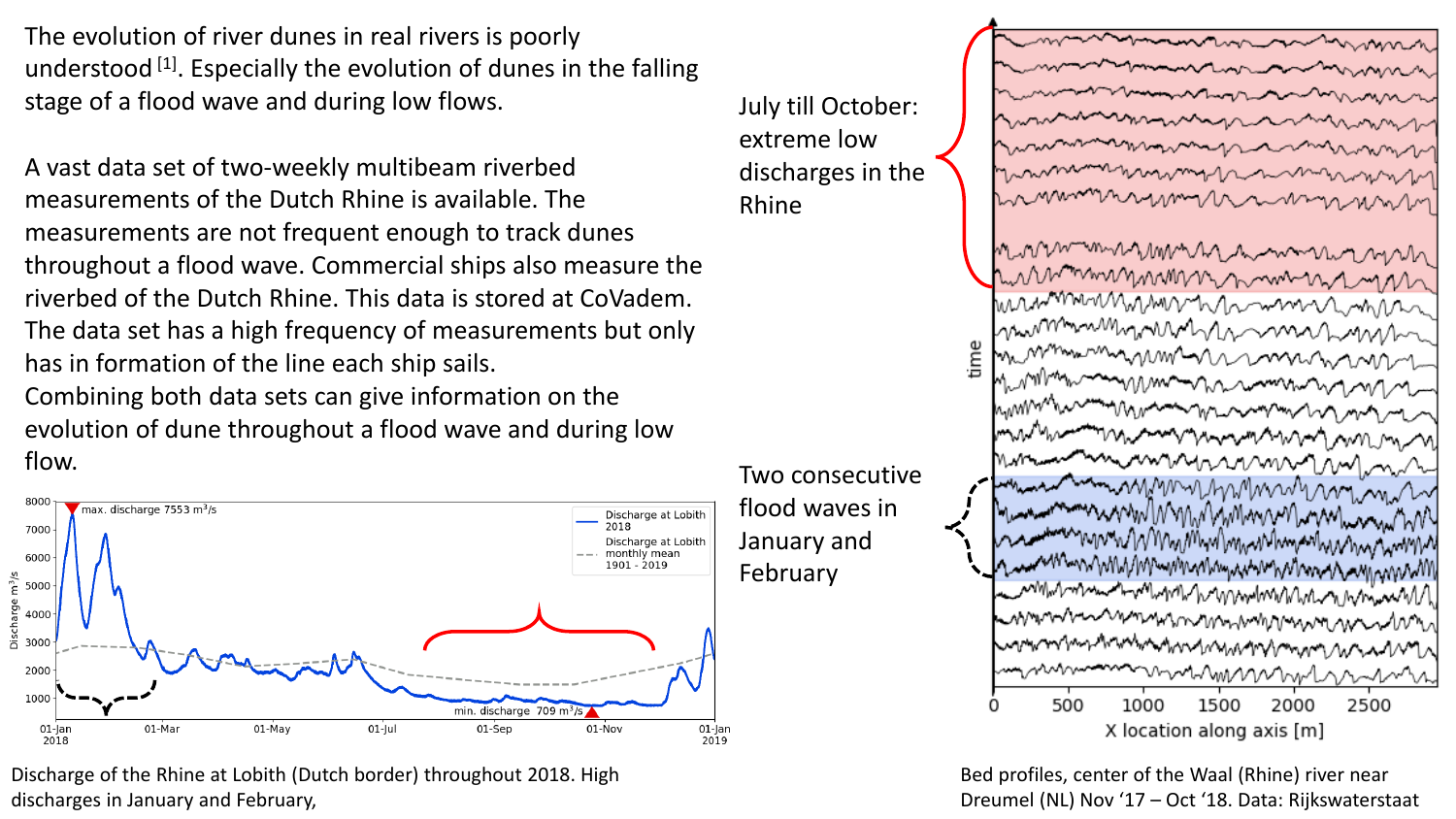The evolution of river dunes in real rivers is poorly understood [1]. Especially the evolution of dunes in the falling stage of a flood wave and during low flows.

A vast data set of two-weekly multibeam riverbed measurements of the Dutch Rhine is available. The measurements are not frequent enough to track dunes throughout a flood wave. Commercial ships also measure the riverbed of the Dutch Rhine. This data is stored at CoVadem. The data set has a high frequency of measurements but only has in formation of the line each ship sails.
Combining both data sets can give information on the evolution of dune throughout a flood wave and during low flow.

Discharge of the Rhine at Lobith (Dutch border) throughout 2018. High discharges in January and February,

July till October: extreme low discharges in the Rhine

Two consecutive flood waves in January and February

Bed profiles, center of the Waal (Rhine) river near Dreumel (NL) Nov '17 – Oct '18. Data: Rijkswaterstaat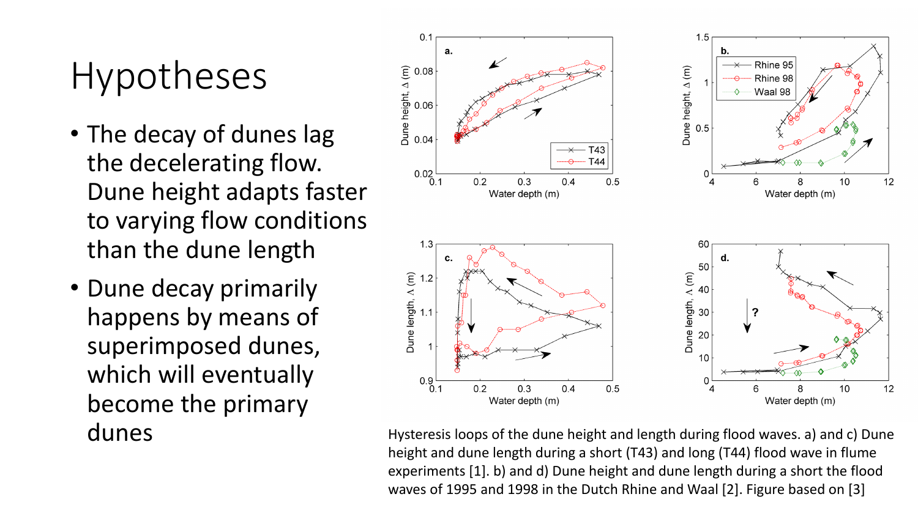# Hypotheses

- The decay of dunes lag the decelerating flow. Dune height adapts faster to varying flow conditions than the dune length
- Dune decay primarily happens by means of superimposed dunes, which will eventually become the primary dunes

Hysteresis loops of the dune height and length during flood waves. a) and c) Dune height and dune length during a short (T43) and long (T44) flood wave in flume experiments [1]. b) and d) Dune height and dune length during a short the flood waves of 1995 and 1998 in the Dutch Rhine and Waal [2]. Figure based on [3]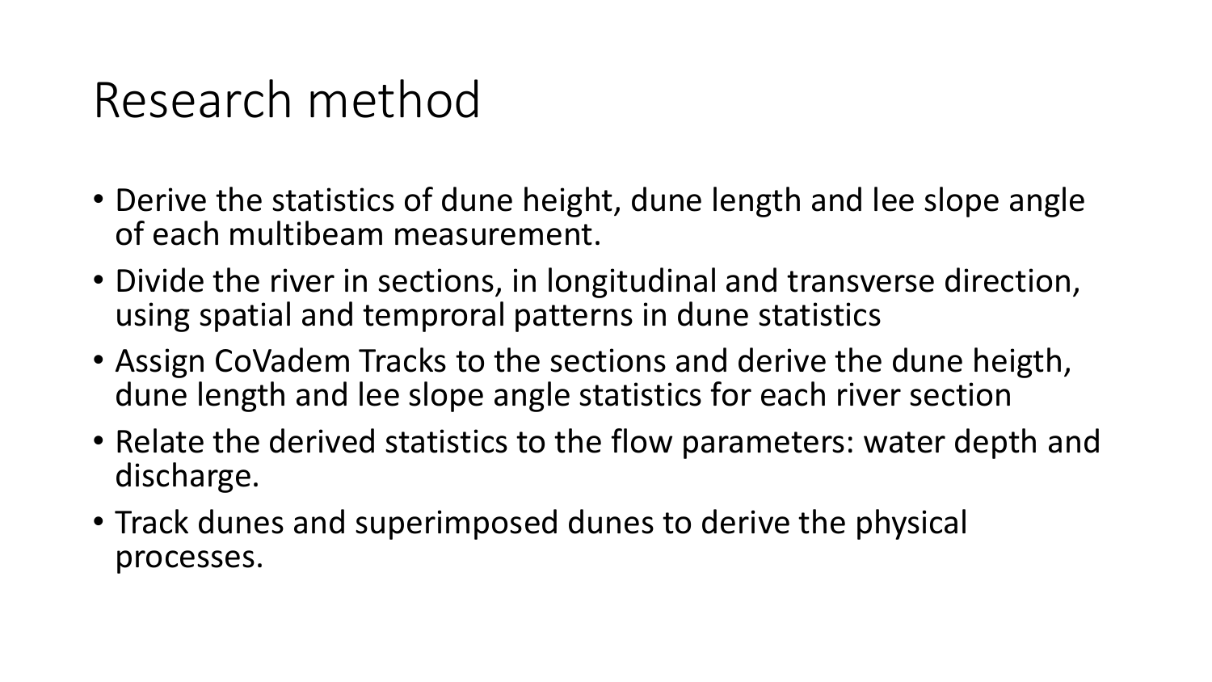# Research method

- Derive the statistics of dune height, dune length and lee slope angle of each multibeam measurement.
- Divide the river in sections, in longitudinal and transverse direction, using spatial and temproral patterns in dune statistics
- Assign CoVadem Tracks to the sections and derive the dune heigth, dune length and lee slope angle statistics for each river section
- Relate the derived statistics to the flow parameters: water depth and discharge.
- Track dunes and superimposed dunes to derive the physical processes.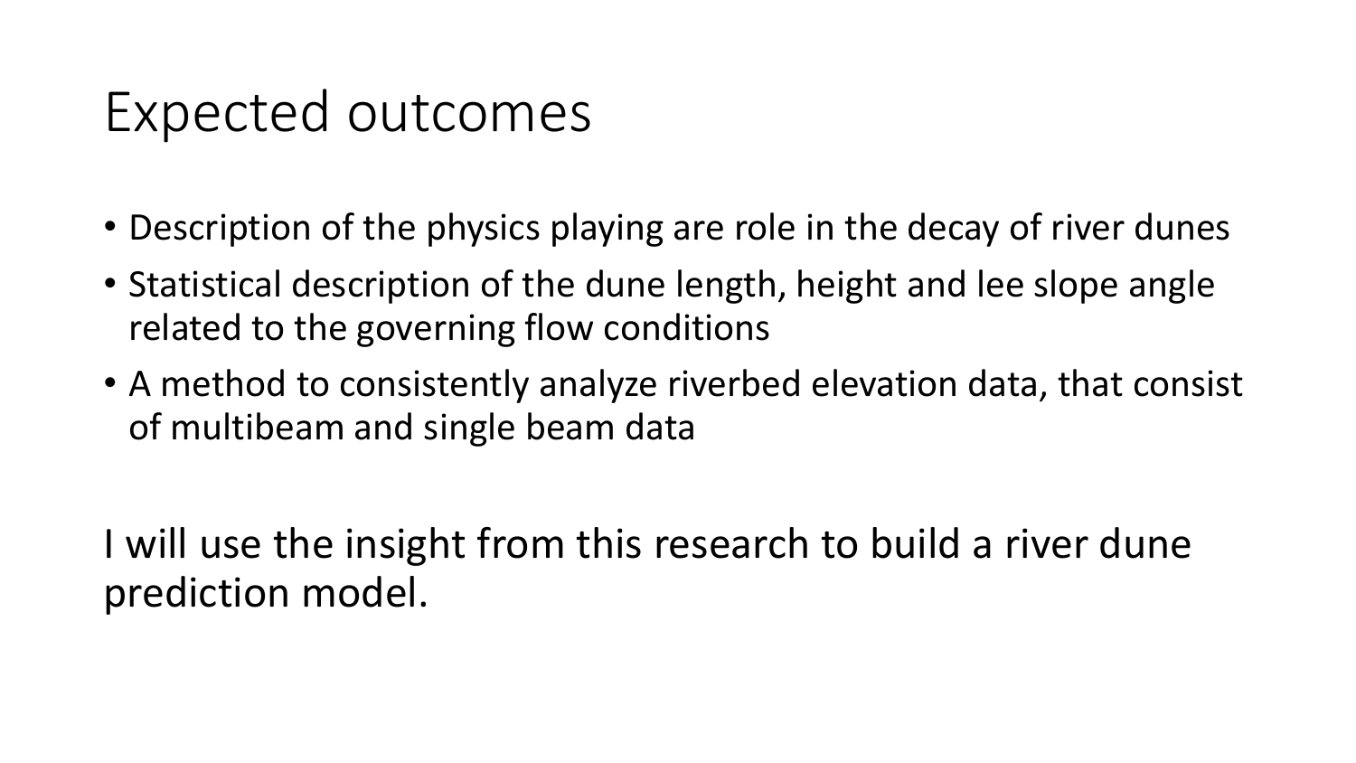# Expected outcomes

- Description of the physics playing are role in the decay of river dunes
- Statistical description of the dune length, height and lee slope angle related to the governing flow conditions
- A method to consistently analyze riverbed elevation data, that consist of multibeam and single beam data

I will use the insight from this research to build a river dune prediction model.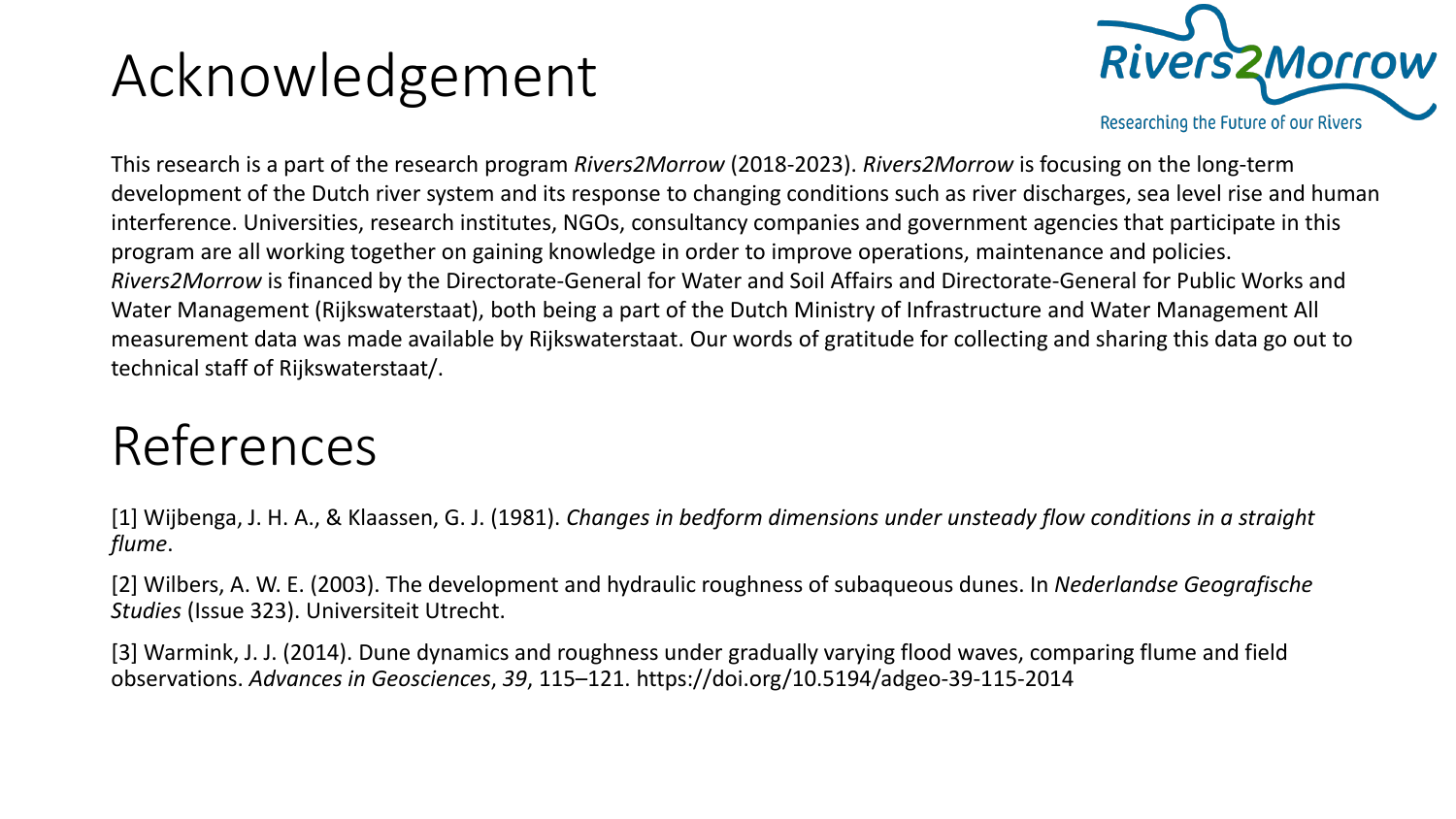# Acknowledgement

Rivers2Morrow

Researching the Future of our Rivers

This research is a part of the research program *Rivers2Morrow* (2018-2023). *Rivers2Morrow* is focusing on the long-term development of the Dutch river system and its response to changing conditions such as river discharges, sea level rise and human interference. Universities, research institutes, NGOs, consultancy companies and government agencies that participate in this program are all working together on gaining knowledge in order to improve operations, maintenance and policies. *Rivers2Morrow* is financed by the Directorate-General for Water and Soil Affairs and Directorate-General for Public Works and Water Management (Rijkswaterstaat), both being a part of the Dutch Ministry of Infrastructure and Water Management All measurement data was made available by Rijkswaterstaat. Our words of gratitude for collecting and sharing this data go out to technical staff of Rijkswaterstaat/.

# References

[1] Wijbenga, J. H. A., & Klaassen, G. J. (1981). *Changes in bedform dimensions under unsteady flow conditions in a straight flume*.

[2] Wilbers, A. W. E. (2003). The development and hydraulic roughness of subaqueous dunes. In *Nederlandse Geografische Studies* (Issue 323). Universiteit Utrecht.

[3] Warmink, J. J. (2014). Dune dynamics and roughness under gradually varying flood waves, comparing flume and field observations. *Advances in Geosciences*, *39*, 115–121. https://doi.org/10.5194/adgeo-39-115-2014